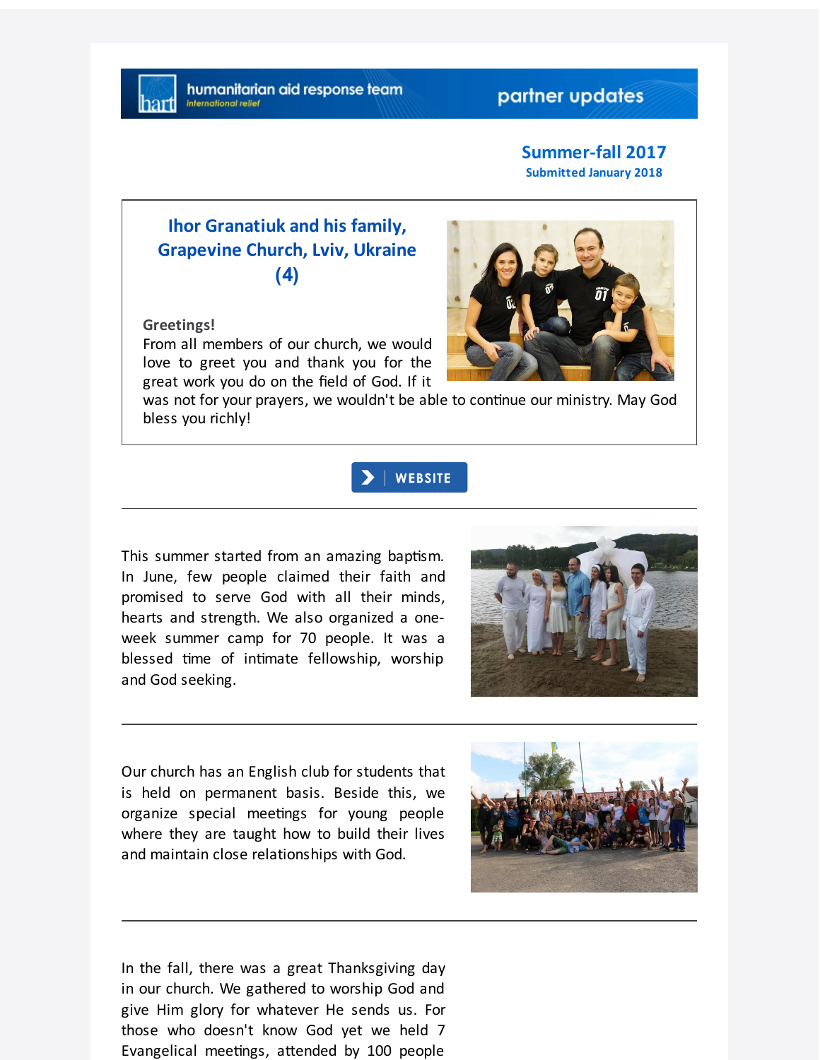humanitarian aid response team
international relief

partner updates

## Summer-fall 2017
**Submitted January 2018**

### Ihor Granatiuk and his family, Grapevine Church, Lviv, Ukraine (4)

**Greetings!**
From all members of our church, we would love to greet you and thank you for the great work you do on the field of God. If it was not for your prayers, we wouldn't be able to continue our ministry. May God bless you richly!

WEBSITE

---

This summer started from an amazing baptism. In June, few people claimed their faith and promised to serve God with all their minds, hearts and strength. We also organized a one-week summer camp for 70 people. It was a blessed time of intimate fellowship, worship and God seeking.

---

Our church has an English club for students that is held on permanent basis. Beside this, we organize special meetings for young people where they are taught how to build their lives and maintain close relationships with God.

---

In the fall, there was a great Thanksgiving day in our church. We gathered to worship God and give Him glory for whatever He sends us. For those who doesn't know God yet we held 7 Evangelical meetings, attended by 100 people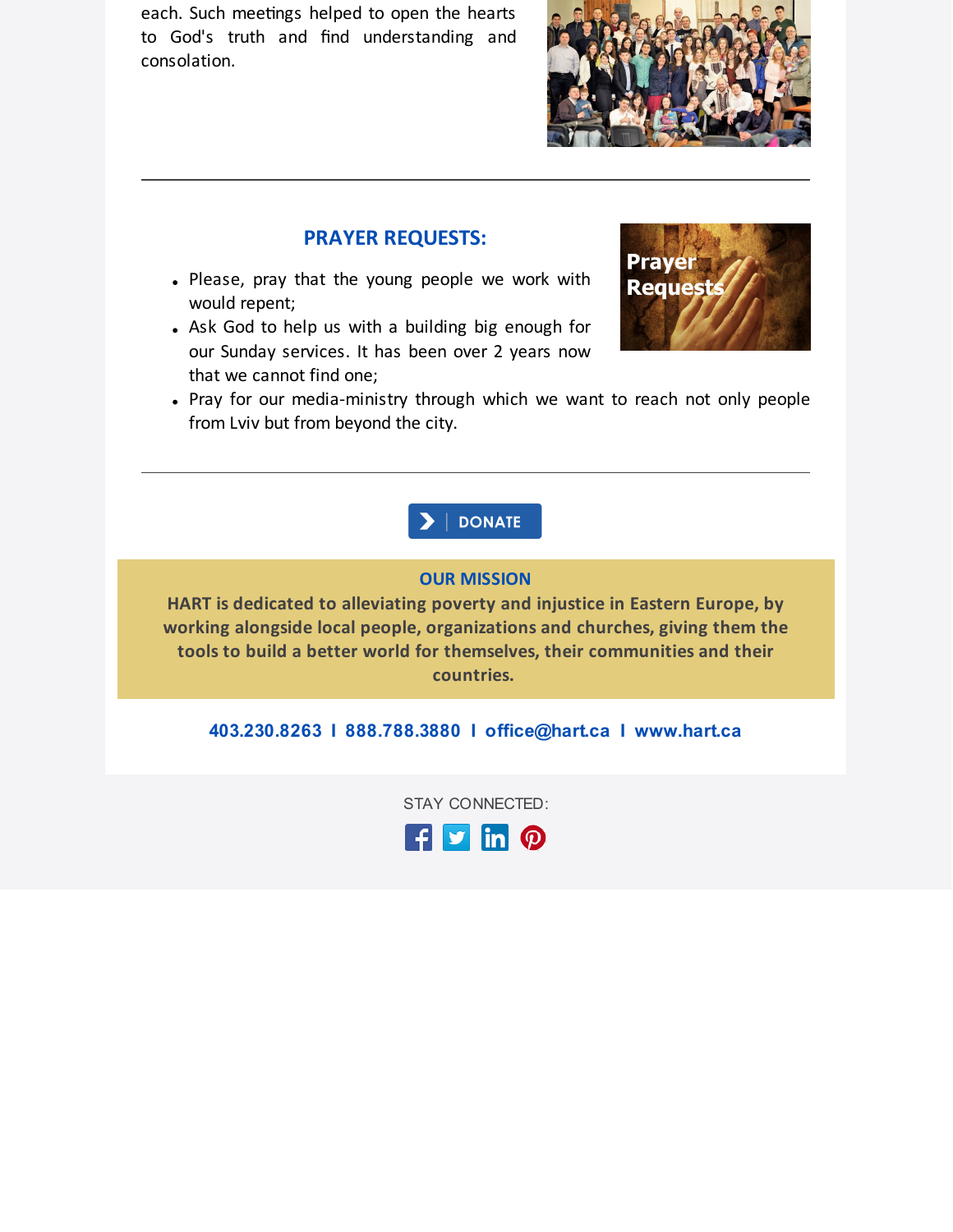each. Such meetings helped to open the hearts to God's truth and find understanding and consolation.

---

## PRAYER REQUESTS:

- Please, pray that the young people we work with would repent;
- Ask God to help us with a building big enough for our Sunday services. It has been over 2 years now that we cannot find one;
- Pray for our media-ministry through which we want to reach not only people from Lviv but from beyond the city.

---

DONATE

**OUR MISSION**

**HART is dedicated to alleviating poverty and injustice in Eastern Europe, by working alongside local people, organizations and churches, giving them the tools to build a better world for themselves, their communities and their countries.**

**403.230.8263 I 888.788.3880 I office@hart.ca I www.hart.ca**

STAY CONNECTED: